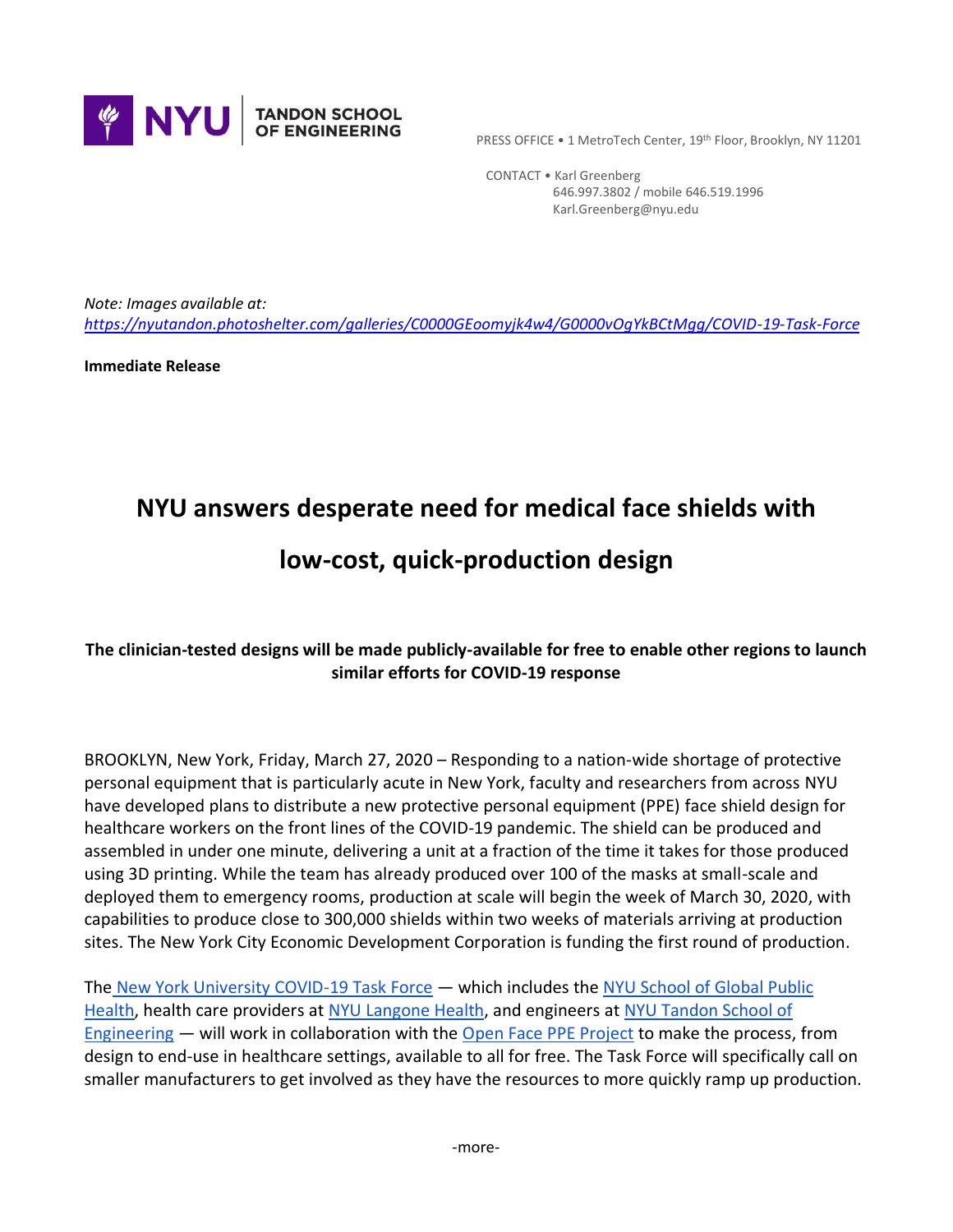NYU | TANDON SCHOOL OF ENGINEERING

PRESS OFFICE • 1 MetroTech Center, 19th Floor, Brooklyn, NY 11201

CONTACT • Karl Greenberg
646.997.3802 / mobile 646.519.1996
Karl.Greenberg@nyu.edu

*Note: Images available at:*
*https://nyutandon.photoshelter.com/galleries/C0000GEoomyjk4w4/G0000vOgYkBCtMgg/COVID-19-Task-Force*

**Immediate Release**

# NYU answers desperate need for medical face shields with low-cost, quick-production design

**The clinician-tested designs will be made publicly-available for free to enable other regions to launch similar efforts for COVID-19 response**

BROOKLYN, New York, Friday, March 27, 2020 – Responding to a nation-wide shortage of protective personal equipment that is particularly acute in New York, faculty and researchers from across NYU have developed plans to distribute a new protective personal equipment (PPE) face shield design for healthcare workers on the front lines of the COVID-19 pandemic. The shield can be produced and assembled in under one minute, delivering a unit at a fraction of the time it takes for those produced using 3D printing. While the team has already produced over 100 of the masks at small-scale and deployed them to emergency rooms, production at scale will begin the week of March 30, 2020, with capabilities to produce close to 300,000 shields within two weeks of materials arriving at production sites. The New York City Economic Development Corporation is funding the first round of production.

The New York University COVID-19 Task Force — which includes the NYU School of Global Public Health, health care providers at NYU Langone Health, and engineers at NYU Tandon School of Engineering — will work in collaboration with the Open Face PPE Project to make the process, from design to end-use in healthcare settings, available to all for free. The Task Force will specifically call on smaller manufacturers to get involved as they have the resources to more quickly ramp up production.

-more-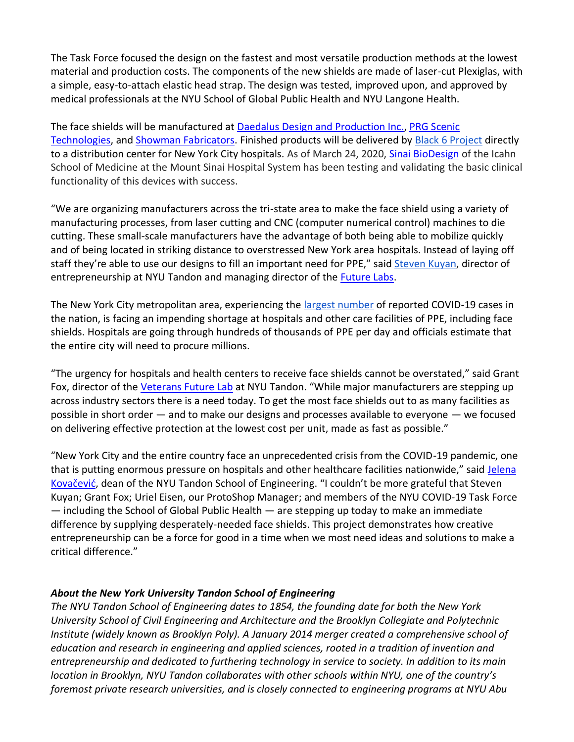The Task Force focused the design on the fastest and most versatile production methods at the lowest material and production costs. The components of the new shields are made of laser-cut Plexiglas, with a simple, easy-to-attach elastic head strap. The design was tested, improved upon, and approved by medical professionals at the NYU School of Global Public Health and NYU Langone Health.

The face shields will be manufactured at Daedalus Design and Production Inc., PRG Scenic Technologies, and Showman Fabricators. Finished products will be delivered by Black 6 Project directly to a distribution center for New York City hospitals. As of March 24, 2020, Sinai BioDesign of the Icahn School of Medicine at the Mount Sinai Hospital System has been testing and validating the basic clinical functionality of this devices with success.

"We are organizing manufacturers across the tri-state area to make the face shield using a variety of manufacturing processes, from laser cutting and CNC (computer numerical control) machines to die cutting. These small-scale manufacturers have the advantage of both being able to mobilize quickly and of being located in striking distance to overstressed New York area hospitals. Instead of laying off staff they're able to use our designs to fill an important need for PPE," said Steven Kuyan, director of entrepreneurship at NYU Tandon and managing director of the Future Labs.

The New York City metropolitan area, experiencing the largest number of reported COVID-19 cases in the nation, is facing an impending shortage at hospitals and other care facilities of PPE, including face shields. Hospitals are going through hundreds of thousands of PPE per day and officials estimate that the entire city will need to procure millions.

"The urgency for hospitals and health centers to receive face shields cannot be overstated," said Grant Fox, director of the Veterans Future Lab at NYU Tandon. "While major manufacturers are stepping up across industry sectors there is a need today. To get the most face shields out to as many facilities as possible in short order — and to make our designs and processes available to everyone — we focused on delivering effective protection at the lowest cost per unit, made as fast as possible."

"New York City and the entire country face an unprecedented crisis from the COVID-19 pandemic, one that is putting enormous pressure on hospitals and other healthcare facilities nationwide," said Jelena Kovačević, dean of the NYU Tandon School of Engineering. "I couldn't be more grateful that Steven Kuyan; Grant Fox; Uriel Eisen, our ProtoShop Manager; and members of the NYU COVID-19 Task Force — including the School of Global Public Health — are stepping up today to make an immediate difference by supplying desperately-needed face shields. This project demonstrates how creative entrepreneurship can be a force for good in a time when we most need ideas and solutions to make a critical difference."

***About the New York University Tandon School of Engineering***

*The NYU Tandon School of Engineering dates to 1854, the founding date for both the New York University School of Civil Engineering and Architecture and the Brooklyn Collegiate and Polytechnic Institute (widely known as Brooklyn Poly). A January 2014 merger created a comprehensive school of education and research in engineering and applied sciences, rooted in a tradition of invention and entrepreneurship and dedicated to furthering technology in service to society. In addition to its main location in Brooklyn, NYU Tandon collaborates with other schools within NYU, one of the country's foremost private research universities, and is closely connected to engineering programs at NYU Abu*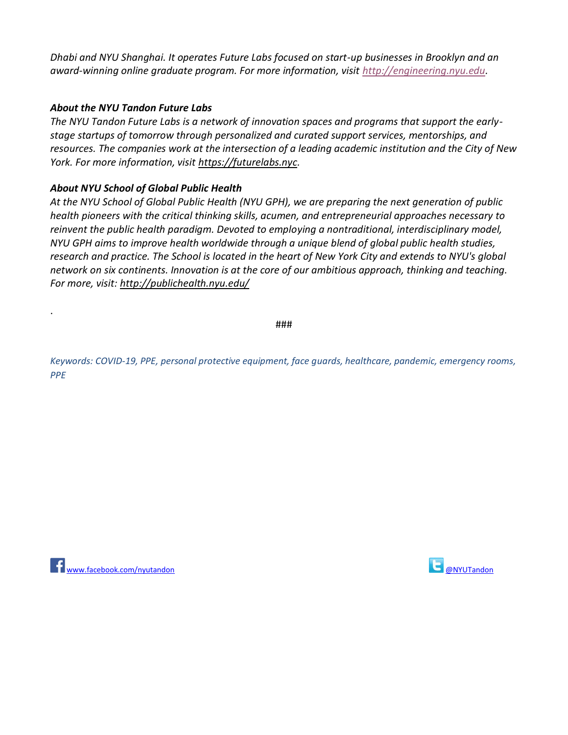*Dhabi and NYU Shanghai. It operates Future Labs focused on start-up businesses in Brooklyn and an award-winning online graduate program. For more information, visit http://engineering.nyu.edu.*

***About the NYU Tandon Future Labs***
*The NYU Tandon Future Labs is a network of innovation spaces and programs that support the early-stage startups of tomorrow through personalized and curated support services, mentorships, and resources. The companies work at the intersection of a leading academic institution and the City of New York. For more information, visit https://futurelabs.nyc.*

***About NYU School of Global Public Health***
*At the NYU School of Global Public Health (NYU GPH), we are preparing the next generation of public health pioneers with the critical thinking skills, acumen, and entrepreneurial approaches necessary to reinvent the public health paradigm. Devoted to employing a nontraditional, interdisciplinary model, NYU GPH aims to improve health worldwide through a unique blend of global public health studies, research and practice. The School is located in the heart of New York City and extends to NYU's global network on six continents. Innovation is at the core of our ambitious approach, thinking and teaching. For more, visit: http://publichealth.nyu.edu/*

.

###

*Keywords: COVID-19, PPE, personal protective equipment, face guards, healthcare, pandemic, emergency rooms, PPE*

www.facebook.com/nyutandon

@NYUTandon